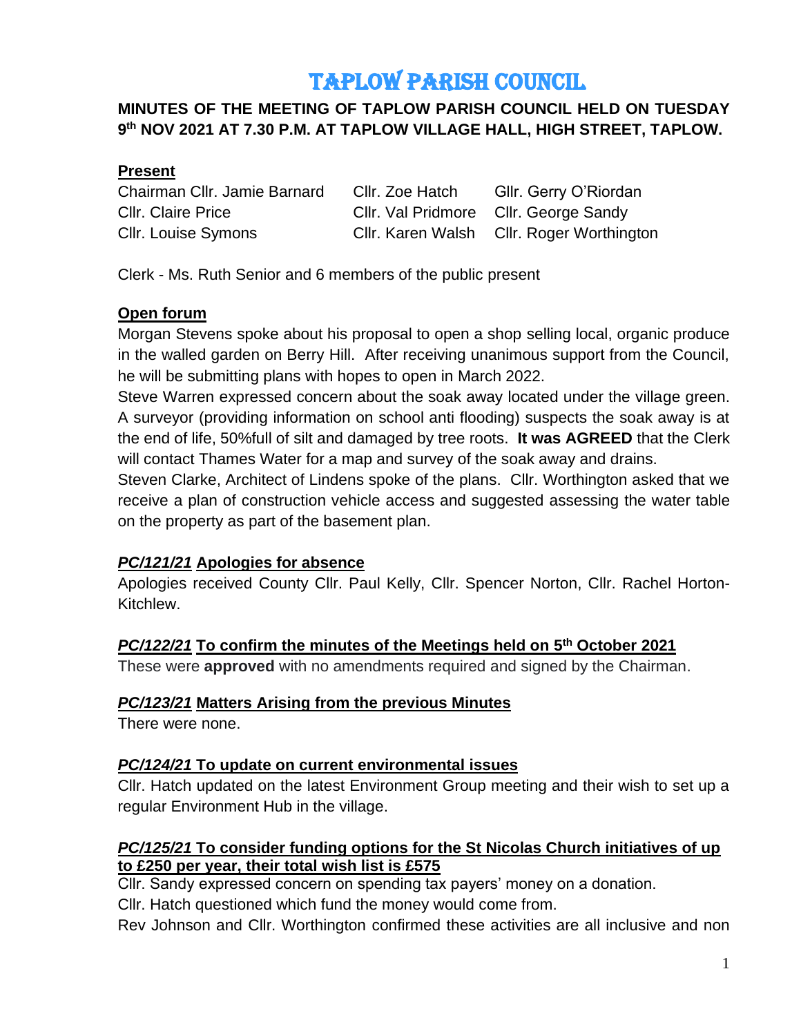# TAPLOW PARISH COUNCIL

**MINUTES OF THE MEETING OF TAPLOW PARISH COUNCIL HELD ON TUESDAY 9th NOV 2021 AT 7.30 P.M. AT TAPLOW VILLAGE HALL, HIGH STREET, TAPLOW.**

**Present**

| | | |
|---|---|---|
| Chairman Cllr. Jamie Barnard | Cllr. Zoe Hatch | Gllr. Gerry O'Riordan |
| Cllr. Claire Price | Cllr. Val Pridmore | Cllr. George Sandy |
| Cllr. Louise Symons | Cllr. Karen Walsh | Cllr. Roger Worthington |

Clerk - Ms. Ruth Senior and 6 members of the public present

**Open forum**

Morgan Stevens spoke about his proposal to open a shop selling local, organic produce in the walled garden on Berry Hill. After receiving unanimous support from the Council, he will be submitting plans with hopes to open in March 2022.

Steve Warren expressed concern about the soak away located under the village green. A surveyor (providing information on school anti flooding) suspects the soak away is at the end of life, 50%full of silt and damaged by tree roots. **It was AGREED** that the Clerk will contact Thames Water for a map and survey of the soak away and drains.

Steven Clarke, Architect of Lindens spoke of the plans. Cllr. Worthington asked that we receive a plan of construction vehicle access and suggested assessing the water table on the property as part of the basement plan.

***PC/121/21* Apologies for absence**

Apologies received County Cllr. Paul Kelly, Cllr. Spencer Norton, Cllr. Rachel Horton-Kitchlew.

***PC/122/21* To confirm the minutes of the Meetings held on 5th October 2021**

These were **approved** with no amendments required and signed by the Chairman.

***PC/123/21* Matters Arising from the previous Minutes**

There were none.

***PC/124/21* To update on current environmental issues**

Cllr. Hatch updated on the latest Environment Group meeting and their wish to set up a regular Environment Hub in the village.

***PC/125/21* To consider funding options for the St Nicolas Church initiatives of up to £250 per year, their total wish list is £575**

Cllr. Sandy expressed concern on spending tax payers' money on a donation.

Cllr. Hatch questioned which fund the money would come from.

Rev Johnson and Cllr. Worthington confirmed these activities are all inclusive and non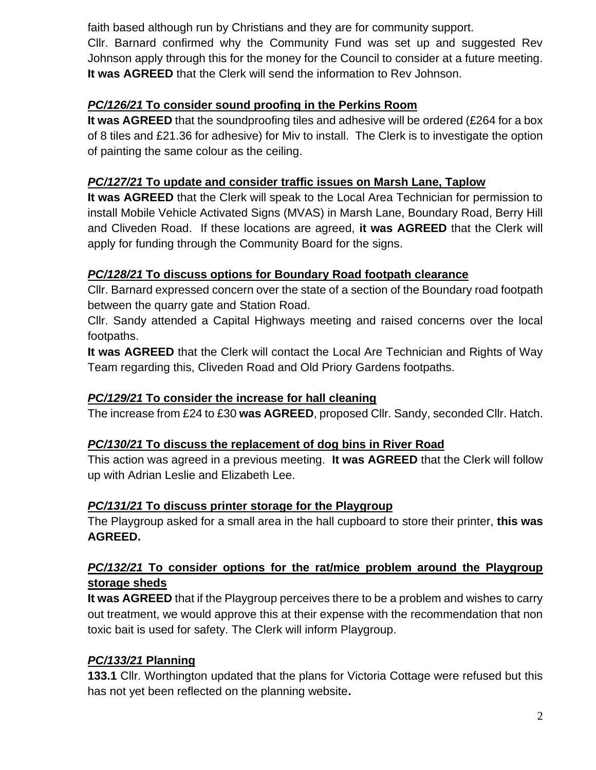faith based although run by Christians and they are for community support.
Cllr. Barnard confirmed why the Community Fund was set up and suggested Rev Johnson apply through this for the money for the Council to consider at a future meeting. **It was AGREED** that the Clerk will send the information to Rev Johnson.

### ***PC/126/21*** **To consider sound proofing in the Perkins Room**

**It was AGREED** that the soundproofing tiles and adhesive will be ordered (£264 for a box of 8 tiles and £21.36 for adhesive) for Miv to install. The Clerk is to investigate the option of painting the same colour as the ceiling.

### ***PC/127/21*** **To update and consider traffic issues on Marsh Lane, Taplow**

**It was AGREED** that the Clerk will speak to the Local Area Technician for permission to install Mobile Vehicle Activated Signs (MVAS) in Marsh Lane, Boundary Road, Berry Hill and Cliveden Road. If these locations are agreed, **it was AGREED** that the Clerk will apply for funding through the Community Board for the signs.

### ***PC/128/21*** **To discuss options for Boundary Road footpath clearance**

Cllr. Barnard expressed concern over the state of a section of the Boundary road footpath between the quarry gate and Station Road.
Cllr. Sandy attended a Capital Highways meeting and raised concerns over the local footpaths.
**It was AGREED** that the Clerk will contact the Local Are Technician and Rights of Way Team regarding this, Cliveden Road and Old Priory Gardens footpaths.

### ***PC/129/21*** **To consider the increase for hall cleaning**

The increase from £24 to £30 **was AGREED**, proposed Cllr. Sandy, seconded Cllr. Hatch.

### ***PC/130/21*** **To discuss the replacement of dog bins in River Road**

This action was agreed in a previous meeting. **It was AGREED** that the Clerk will follow up with Adrian Leslie and Elizabeth Lee.

### ***PC/131/21*** **To discuss printer storage for the Playgroup**

The Playgroup asked for a small area in the hall cupboard to store their printer, **this was AGREED.**

### ***PC/132/21*** **To consider options for the rat/mice problem around the Playgroup storage sheds**

**It was AGREED** that if the Playgroup perceives there to be a problem and wishes to carry out treatment, we would approve this at their expense with the recommendation that non toxic bait is used for safety. The Clerk will inform Playgroup.

### ***PC/133/21*** **Planning**

**133.1** Cllr. Worthington updated that the plans for Victoria Cottage were refused but this has not yet been reflected on the planning website**.**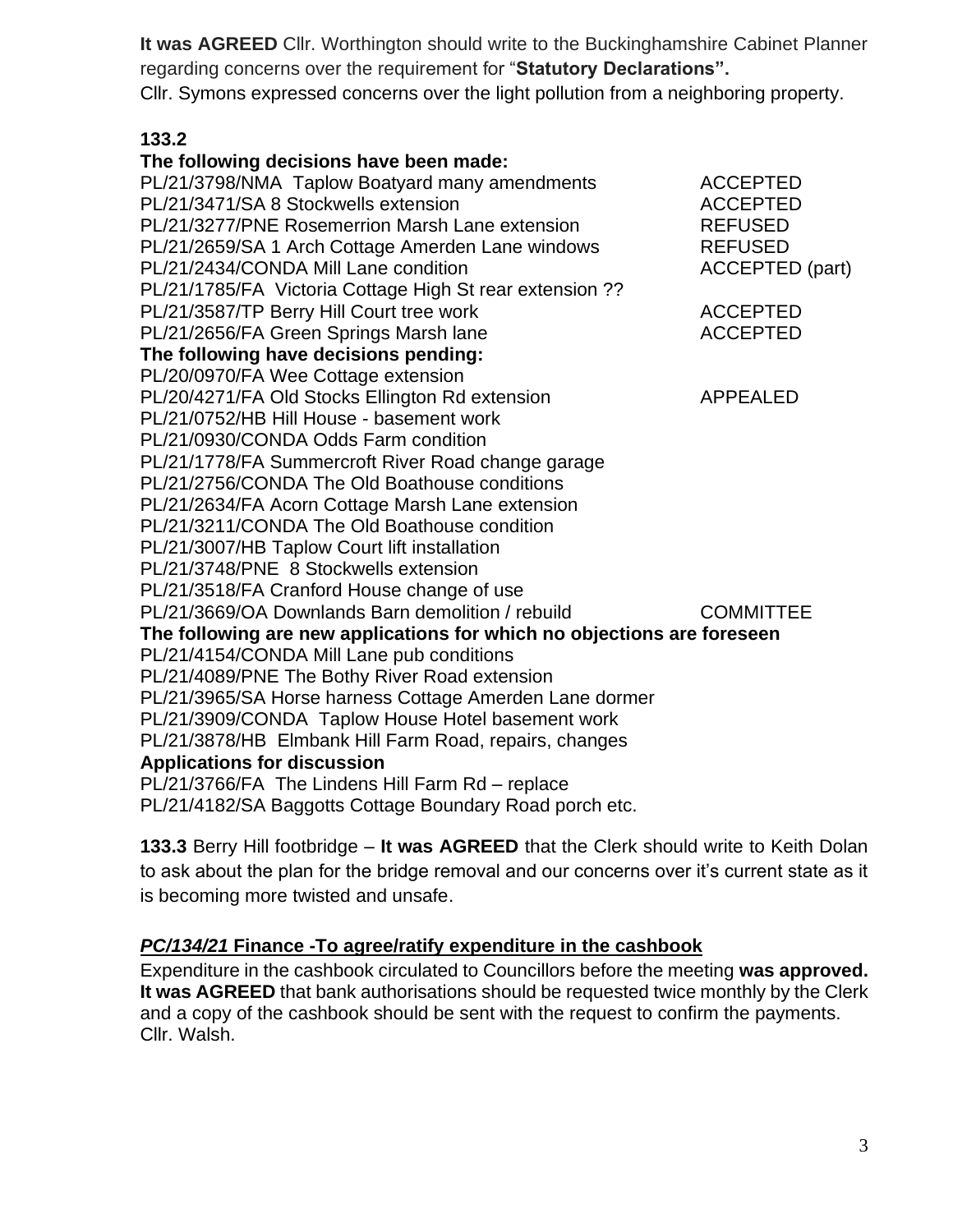**It was AGREED** Cllr. Worthington should write to the Buckinghamshire Cabinet Planner regarding concerns over the requirement for "**Statutory Declarations".**
Cllr. Symons expressed concerns over the light pollution from a neighboring property.

**133.2**

**The following decisions have been made:**

| | |
|---|---|
| PL/21/3798/NMA Taplow Boatyard many amendments | ACCEPTED |
| PL/21/3471/SA 8 Stockwells extension | ACCEPTED |
| PL/21/3277/PNE Rosemerrion Marsh Lane extension | REFUSED |
| PL/21/2659/SA 1 Arch Cottage Amerden Lane windows | REFUSED |
| PL/21/2434/CONDA Mill Lane condition | ACCEPTED (part) |
| PL/21/1785/FA Victoria Cottage High St rear extension ?? | |
| PL/21/3587/TP Berry Hill Court tree work | ACCEPTED |
| PL/21/2656/FA Green Springs Marsh lane | ACCEPTED |

**The following have decisions pending:**

| | |
|---|---|
| PL/20/0970/FA Wee Cottage extension | |
| PL/20/4271/FA Old Stocks Ellington Rd extension | APPEALED |
| PL/21/0752/HB Hill House - basement work | |
| PL/21/0930/CONDA Odds Farm condition | |
| PL/21/1778/FA Summercroft River Road change garage | |
| PL/21/2756/CONDA The Old Boathouse conditions | |
| PL/21/2634/FA Acorn Cottage Marsh Lane extension | |
| PL/21/3211/CONDA The Old Boathouse condition | |
| PL/21/3007/HB Taplow Court lift installation | |
| PL/21/3748/PNE 8 Stockwells extension | |
| PL/21/3518/FA Cranford House change of use | |
| PL/21/3669/OA Downlands Barn demolition / rebuild | COMMITTEE |

**The following are new applications for which no objections are foreseen**

PL/21/4154/CONDA Mill Lane pub conditions
PL/21/4089/PNE The Bothy River Road extension
PL/21/3965/SA Horse harness Cottage Amerden Lane dormer
PL/21/3909/CONDA Taplow House Hotel basement work
PL/21/3878/HB Elmbank Hill Farm Road, repairs, changes

**Applications for discussion**

PL/21/3766/FA The Lindens Hill Farm Rd – replace
PL/21/4182/SA Baggotts Cottage Boundary Road porch etc.

**133.3** Berry Hill footbridge – **It was AGREED** that the Clerk should write to Keith Dolan to ask about the plan for the bridge removal and our concerns over it's current state as it is becoming more twisted and unsafe.

## ***PC/134/21* Finance -To agree/ratify expenditure in the cashbook**

Expenditure in the cashbook circulated to Councillors before the meeting **was approved. It was AGREED** that bank authorisations should be requested twice monthly by the Clerk and a copy of the cashbook should be sent with the request to confirm the payments. Cllr. Walsh.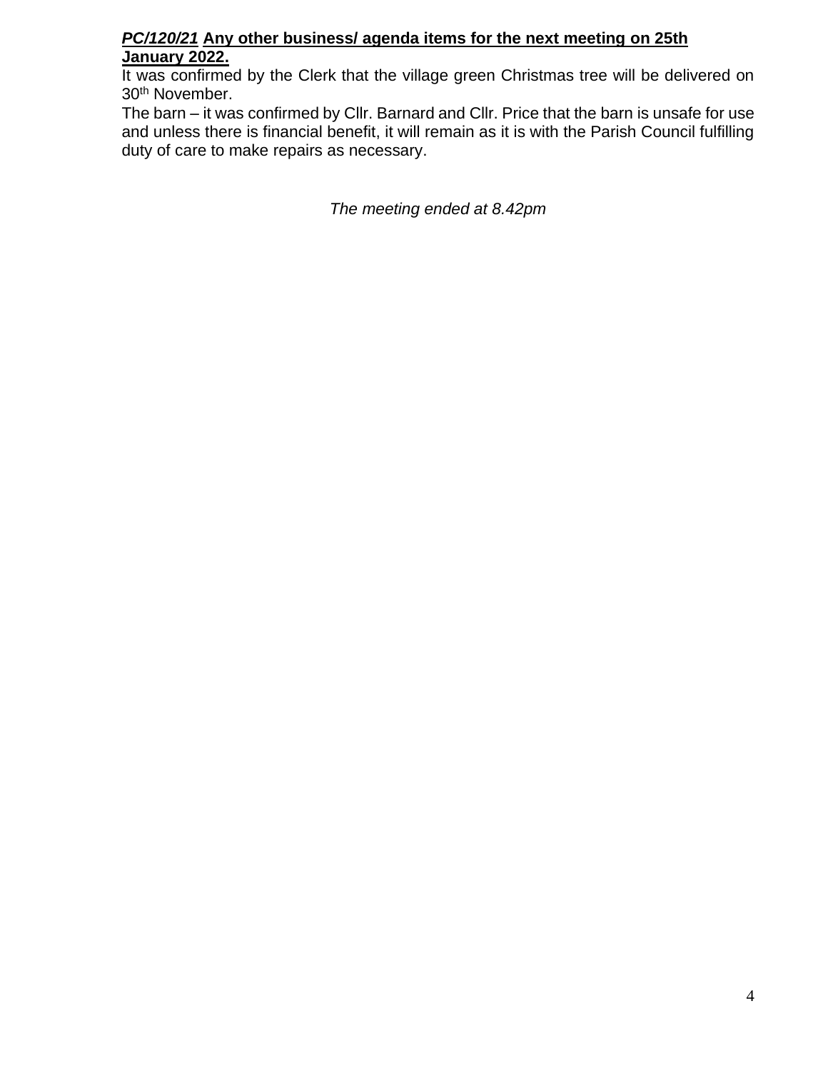***PC/120/21*** **Any other business/ agenda items for the next meeting on 25th January 2022.**

It was confirmed by the Clerk that the village green Christmas tree will be delivered on 30th November.

The barn – it was confirmed by Cllr. Barnard and Cllr. Price that the barn is unsafe for use and unless there is financial benefit, it will remain as it is with the Parish Council fulfilling duty of care to make repairs as necessary.

*The meeting ended at 8.42pm*